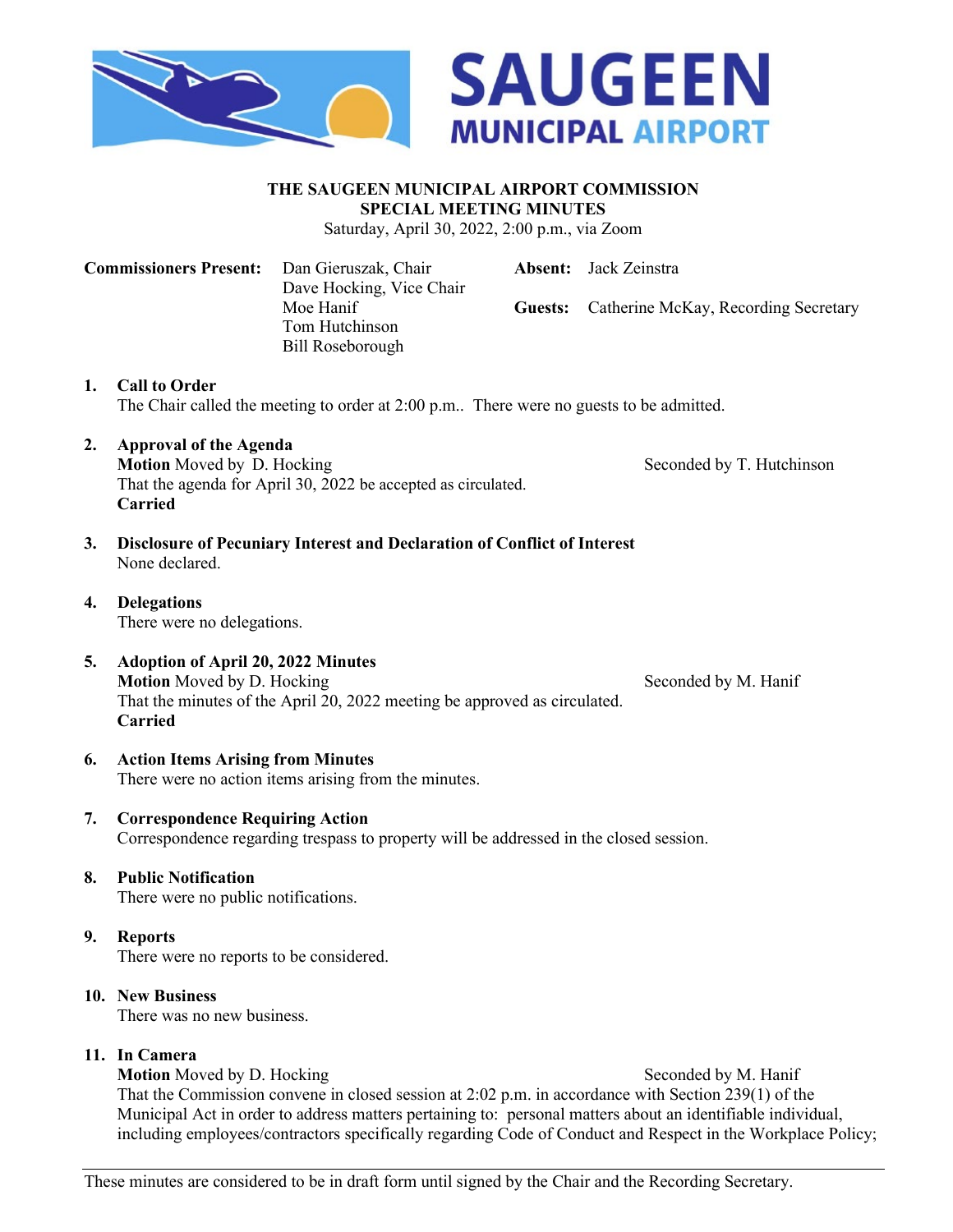# SAUGEEN MUNICIPAL AIRPORT

## THE SAUGEEN MUNICIPAL AIRPORT COMMISSION
## SPECIAL MEETING MINUTES

Saturday, April 30, 2022, 2:00 p.m., via Zoom

**Commissioners Present:** Dan Gieruszak, Chair
Dave Hocking, Vice Chair
Moe Hanif
Tom Hutchinson
Bill Roseborough

**Absent:** Jack Zeinstra

**Guests:** Catherine McKay, Recording Secretary

1. **Call to Order**
   The Chair called the meeting to order at 2:00 p.m.. There were no guests to be admitted.

2. **Approval of the Agenda**
   **Motion** Moved by D. Hocking — Seconded by T. Hutchinson
   That the agenda for April 30, 2022 be accepted as circulated.
   **Carried**

3. **Disclosure of Pecuniary Interest and Declaration of Conflict of Interest**
   None declared.

4. **Delegations**
   There were no delegations.

5. **Adoption of April 20, 2022 Minutes**
   **Motion** Moved by D. Hocking — Seconded by M. Hanif
   That the minutes of the April 20, 2022 meeting be approved as circulated.
   **Carried**

6. **Action Items Arising from Minutes**
   There were no action items arising from the minutes.

7. **Correspondence Requiring Action**
   Correspondence regarding trespass to property will be addressed in the closed session.

8. **Public Notification**
   There were no public notifications.

9. **Reports**
   There were no reports to be considered.

10. **New Business**
    There was no new business.

11. **In Camera**
    **Motion** Moved by D. Hocking — Seconded by M. Hanif
    That the Commission convene in closed session at 2:02 p.m. in accordance with Section 239(1) of the Municipal Act in order to address matters pertaining to: personal matters about an identifiable individual, including employees/contractors specifically regarding Code of Conduct and Respect in the Workplace Policy;

These minutes are considered to be in draft form until signed by the Chair and the Recording Secretary.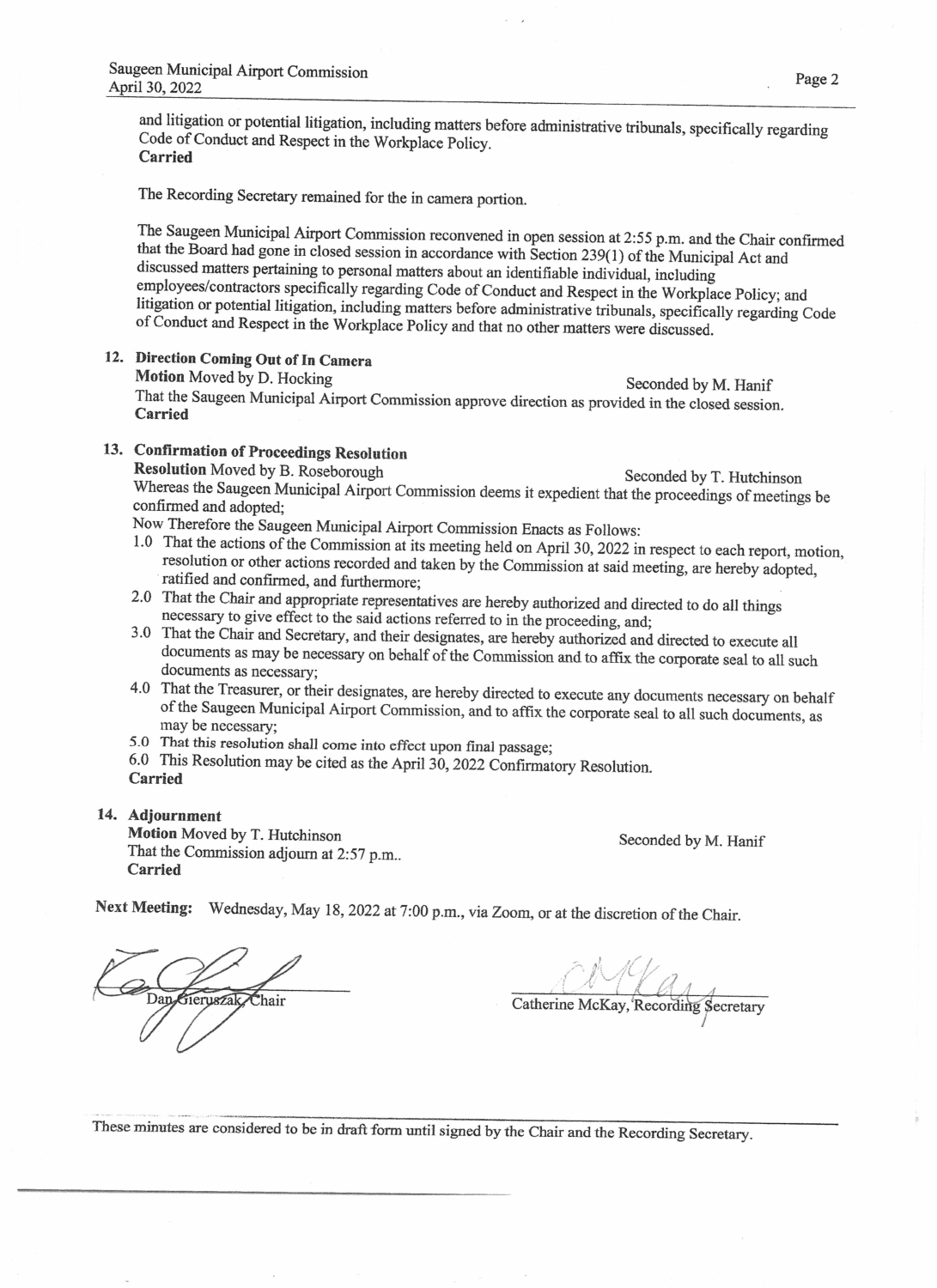and litigation or potential litigation, including matters before administrative tribunals, specifically regarding Code of Conduct and Respect in the Workplace Policy.
**Carried**

The Recording Secretary remained for the in camera portion.

The Saugeen Municipal Airport Commission reconvened in open session at 2:55 p.m. and the Chair confirmed that the Board had gone in closed session in accordance with Section 239(1) of the Municipal Act and discussed matters pertaining to personal matters about an identifiable individual, including employees/contractors specifically regarding Code of Conduct and Respect in the Workplace Policy; and litigation or potential litigation, including matters before administrative tribunals, specifically regarding Code of Conduct and Respect in the Workplace Policy and that no other matters were discussed.

**12. Direction Coming Out of In Camera**

**Motion** Moved by D. Hocking — Seconded by M. Hanif

That the Saugeen Municipal Airport Commission approve direction as provided in the closed session.
**Carried**

**13. Confirmation of Proceedings Resolution**

**Resolution** Moved by B. Roseborough — Seconded by T. Hutchinson

Whereas the Saugeen Municipal Airport Commission deems it expedient that the proceedings of meetings be confirmed and adopted;

Now Therefore the Saugeen Municipal Airport Commission Enacts as Follows:

1.0 That the actions of the Commission at its meeting held on April 30, 2022 in respect to each report, motion, resolution or other actions recorded and taken by the Commission at said meeting, are hereby adopted, ratified and confirmed, and furthermore;
2.0 That the Chair and appropriate representatives are hereby authorized and directed to do all things necessary to give effect to the said actions referred to in the proceeding, and;
3.0 That the Chair and Secretary, and their designates, are hereby authorized and directed to execute all documents as may be necessary on behalf of the Commission and to affix the corporate seal to all such documents as necessary;
4.0 That the Treasurer, or their designates, are hereby directed to execute any documents necessary on behalf of the Saugeen Municipal Airport Commission, and to affix the corporate seal to all such documents, as may be necessary;
5.0 That this resolution shall come into effect upon final passage;
6.0 This Resolution may be cited as the April 30, 2022 Confirmatory Resolution.

**Carried**

**14. Adjournment**

**Motion** Moved by T. Hutchinson — Seconded by M. Hanif

That the Commission adjourn at 2:57 p.m..
**Carried**

**Next Meeting:** Wednesday, May 18, 2022 at 7:00 p.m., via Zoom, or at the discretion of the Chair.

Dan Gieruszak, Chair

Catherine McKay, Recording Secretary

These minutes are considered to be in draft form until signed by the Chair and the Recording Secretary.